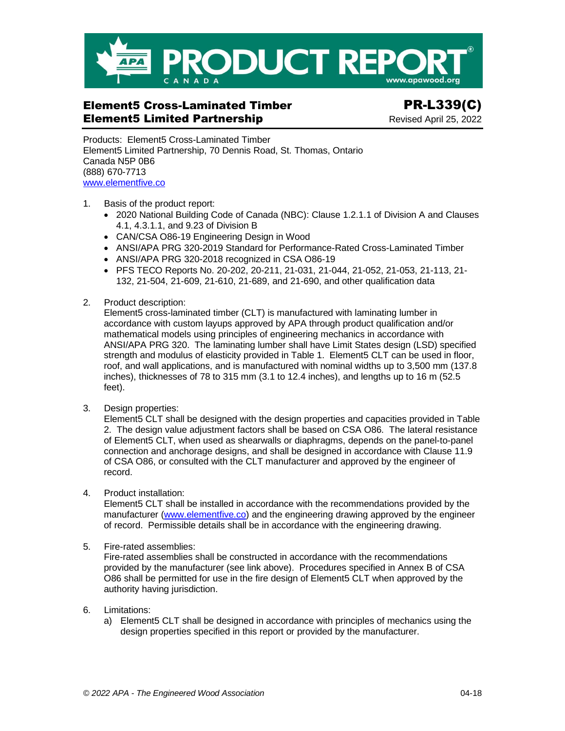# PRODUCT REPORT

CANADA

www.apawood.org

## Element5 Cross-Laminated Timber
## Element5 Limited Partnership

**PR-L339(C)**

Revised April 25, 2022

Products: Element5 Cross-Laminated Timber
Element5 Limited Partnership, 70 Dennis Road, St. Thomas, Ontario
Canada N5P 0B6
(888) 670-7713
www.elementfive.co

1. Basis of the product report:
   - 2020 National Building Code of Canada (NBC): Clause 1.2.1.1 of Division A and Clauses 4.1, 4.3.1.1, and 9.23 of Division B
   - CAN/CSA O86-19 Engineering Design in Wood
   - ANSI/APA PRG 320-2019 Standard for Performance-Rated Cross-Laminated Timber
   - ANSI/APA PRG 320-2018 recognized in CSA O86-19
   - PFS TECO Reports No. 20-202, 20-211, 21-031, 21-044, 21-052, 21-053, 21-113, 21-132, 21-504, 21-609, 21-610, 21-689, and 21-690, and other qualification data

2. Product description:
   Element5 cross-laminated timber (CLT) is manufactured with laminating lumber in accordance with custom layups approved by APA through product qualification and/or mathematical models using principles of engineering mechanics in accordance with ANSI/APA PRG 320. The laminating lumber shall have Limit States design (LSD) specified strength and modulus of elasticity provided in Table 1. Element5 CLT can be used in floor, roof, and wall applications, and is manufactured with nominal widths up to 3,500 mm (137.8 inches), thicknesses of 78 to 315 mm (3.1 to 12.4 inches), and lengths up to 16 m (52.5 feet).

3. Design properties:
   Element5 CLT shall be designed with the design properties and capacities provided in Table 2. The design value adjustment factors shall be based on CSA O86. The lateral resistance of Element5 CLT, when used as shearwalls or diaphragms, depends on the panel-to-panel connection and anchorage designs, and shall be designed in accordance with Clause 11.9 of CSA O86, or consulted with the CLT manufacturer and approved by the engineer of record.

4. Product installation:
   Element5 CLT shall be installed in accordance with the recommendations provided by the manufacturer (www.elementfive.co) and the engineering drawing approved by the engineer of record. Permissible details shall be in accordance with the engineering drawing.

5. Fire-rated assemblies:
   Fire-rated assemblies shall be constructed in accordance with the recommendations provided by the manufacturer (see link above). Procedures specified in Annex B of CSA O86 shall be permitted for use in the fire design of Element5 CLT when approved by the authority having jurisdiction.

6. Limitations:
   a) Element5 CLT shall be designed in accordance with principles of mechanics using the design properties specified in this report or provided by the manufacturer.

*© 2022 APA - The Engineered Wood Association*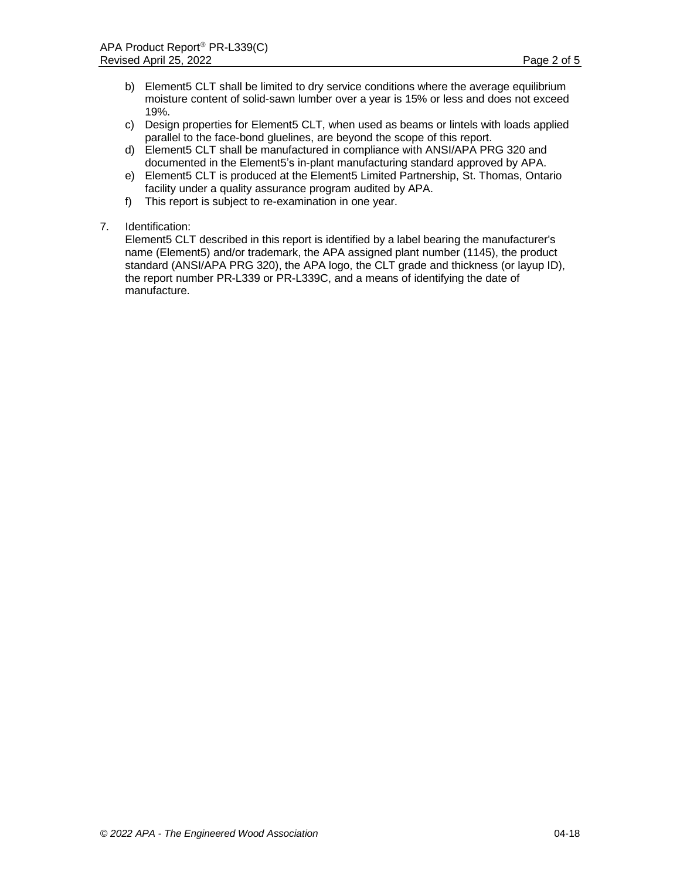b) Element5 CLT shall be limited to dry service conditions where the average equilibrium moisture content of solid-sawn lumber over a year is 15% or less and does not exceed 19%.
c) Design properties for Element5 CLT, when used as beams or lintels with loads applied parallel to the face-bond gluelines, are beyond the scope of this report.
d) Element5 CLT shall be manufactured in compliance with ANSI/APA PRG 320 and documented in the Element5's in-plant manufacturing standard approved by APA.
e) Element5 CLT is produced at the Element5 Limited Partnership, St. Thomas, Ontario facility under a quality assurance program audited by APA.
f) This report is subject to re-examination in one year.

7. Identification:
   Element5 CLT described in this report is identified by a label bearing the manufacturer's name (Element5) and/or trademark, the APA assigned plant number (1145), the product standard (ANSI/APA PRG 320), the APA logo, the CLT grade and thickness (or layup ID), the report number PR-L339 or PR-L339C, and a means of identifying the date of manufacture.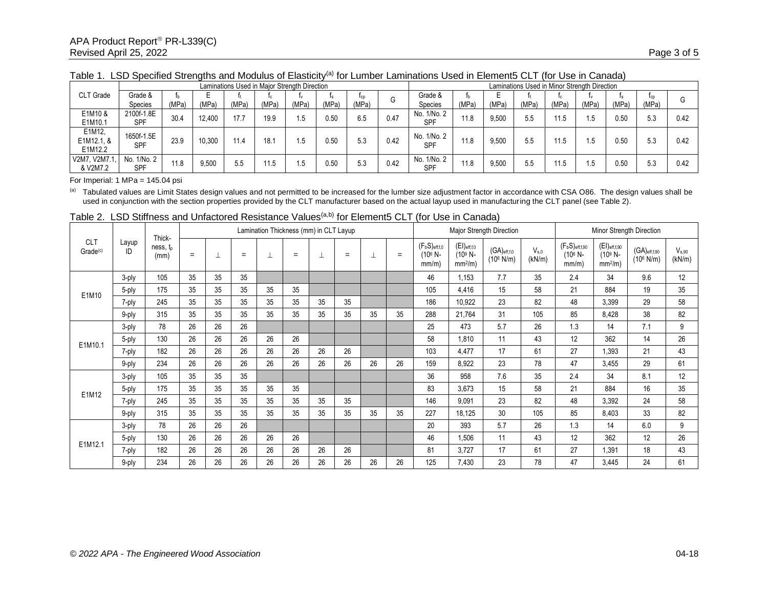Table 1. LSD Specified Strengths and Modulus of Elasticity[(a)] for Lumber Laminations Used in Element5 CLT (for Use in Canada)

| CLT Grade | Laminations Used in Major Strength Direction | | | | | | | | | Laminations Used in Minor Strength Direction | | | | | | | | |
|---|---|---|---|---|---|---|---|---|---|---|---|---|---|---|---|---|---|---|
| | Grade & Species | $f_b$ (MPa) | E (MPa) | $f_t$ (MPa) | $f_c$ (MPa) | $f_v$ (MPa) | $f_s$ (MPa) | $f_{cp}$ (MPa) | G | Grade & Species | $f_b$ (MPa) | E (MPa) | $f_t$ (MPa) | $f_c$ (MPa) | $f_v$ (MPa) | $f_s$ (MPa) | $f_{cp}$ (MPa) | G |
| E1M10 & E1M10.1 | 2100f-1.8E SPF | 30.4 | 12,400 | 17.7 | 19.9 | 1.5 | 0.50 | 6.5 | 0.47 | No. 1/No. 2 SPF | 11.8 | 9,500 | 5.5 | 11.5 | 1.5 | 0.50 | 5.3 | 0.42 |
| E1M12, E1M12.1, & E1M12.2 | 1650f-1.5E SPF | 23.9 | 10,300 | 11.4 | 18.1 | 1.5 | 0.50 | 5.3 | 0.42 | No. 1/No. 2 SPF | 11.8 | 9,500 | 5.5 | 11.5 | 1.5 | 0.50 | 5.3 | 0.42 |
| V2M7, V2M7.1, & V2M7.2 | No. 1/No. 2 SPF | 11.8 | 9,500 | 5.5 | 11.5 | 1.5 | 0.50 | 5.3 | 0.42 | No. 1/No. 2 SPF | 11.8 | 9,500 | 5.5 | 11.5 | 1.5 | 0.50 | 5.3 | 0.42 |

For Imperial: 1 MPa = 145.04 psi

[(a)] Tabulated values are Limit States design values and not permitted to be increased for the lumber size adjustment factor in accordance with CSA O86. The design values shall be used in conjunction with the section properties provided by the CLT manufacturer based on the actual layup used in manufacturing the CLT panel (see Table 2).

Table 2. LSD Stiffness and Unfactored Resistance Values[(a,b)] for Element5 CLT (for Use in Canada)

| CLT Grade[(c)] | Layup ID | Thick-ness, $t_p$ (mm) | Lamination Thickness (mm) in CLT Layup | | | | | | | | | Major Strength Direction | | | | Minor Strength Direction | | | |
|---|---|---|---|---|---|---|---|---|---|---|---|---|---|---|---|---|---|---|---|
| | | | = | ⊥ | = | ⊥ | = | ⊥ | = | ⊥ | = | $(F_bS)_{eff,f,0}$ ($10^6$ N-mm/m) | $(EI)_{eff,f,0}$ ($10^9$ N-mm²/m) | $(GA)_{eff,f,0}$ ($10^6$ N/m) | $V_{s,0}$ (kN/m) | $(F_bS)_{eff,f,90}$ ($10^6$ N-mm/m) | $(EI)_{eff,f,90}$ ($10^9$ N-mm²/m) | $(GA)_{eff,f,90}$ ($10^6$ N/m) | $V_{s,90}$ (kN/m) |
| E1M10 | 3-ply | 105 | 35 | 35 | 35 | | | | | | | 46 | 1,153 | 7.7 | 35 | 2.4 | 34 | 9.6 | 12 |
| | 5-ply | 175 | 35 | 35 | 35 | 35 | 35 | | | | | 105 | 4,416 | 15 | 58 | 21 | 884 | 19 | 35 |
| | 7-ply | 245 | 35 | 35 | 35 | 35 | 35 | 35 | 35 | | | 186 | 10,922 | 23 | 82 | 48 | 3,399 | 29 | 58 |
| | 9-ply | 315 | 35 | 35 | 35 | 35 | 35 | 35 | 35 | 35 | 35 | 288 | 21,764 | 31 | 105 | 85 | 8,428 | 38 | 82 |
| E1M10.1 | 3-ply | 78 | 26 | 26 | 26 | | | | | | | 25 | 473 | 5.7 | 26 | 1.3 | 14 | 7.1 | 9 |
| | 5-ply | 130 | 26 | 26 | 26 | 26 | 26 | | | | | 58 | 1,810 | 11 | 43 | 12 | 362 | 14 | 26 |
| | 7-ply | 182 | 26 | 26 | 26 | 26 | 26 | 26 | 26 | | | 103 | 4,477 | 17 | 61 | 27 | 1,393 | 21 | 43 |
| | 9-ply | 234 | 26 | 26 | 26 | 26 | 26 | 26 | 26 | 26 | 26 | 159 | 8,922 | 23 | 78 | 47 | 3,455 | 29 | 61 |
| E1M12 | 3-ply | 105 | 35 | 35 | 35 | | | | | | | 36 | 958 | 7.6 | 35 | 2.4 | 34 | 8.1 | 12 |
| | 5-ply | 175 | 35 | 35 | 35 | 35 | 35 | | | | | 83 | 3,673 | 15 | 58 | 21 | 884 | 16 | 35 |
| | 7-ply | 245 | 35 | 35 | 35 | 35 | 35 | 35 | 35 | | | 146 | 9,091 | 23 | 82 | 48 | 3,392 | 24 | 58 |
| | 9-ply | 315 | 35 | 35 | 35 | 35 | 35 | 35 | 35 | 35 | 35 | 227 | 18,125 | 30 | 105 | 85 | 8,403 | 33 | 82 |
| E1M12.1 | 3-ply | 78 | 26 | 26 | 26 | | | | | | | 20 | 393 | 5.7 | 26 | 1.3 | 14 | 6.0 | 9 |
| | 5-ply | 130 | 26 | 26 | 26 | 26 | 26 | | | | | 46 | 1,506 | 11 | 43 | 12 | 362 | 12 | 26 |
| | 7-ply | 182 | 26 | 26 | 26 | 26 | 26 | 26 | 26 | | | 81 | 3,727 | 17 | 61 | 27 | 1,391 | 18 | 43 |
| | 9-ply | 234 | 26 | 26 | 26 | 26 | 26 | 26 | 26 | 26 | 26 | 125 | 7,430 | 23 | 78 | 47 | 3,445 | 24 | 61 |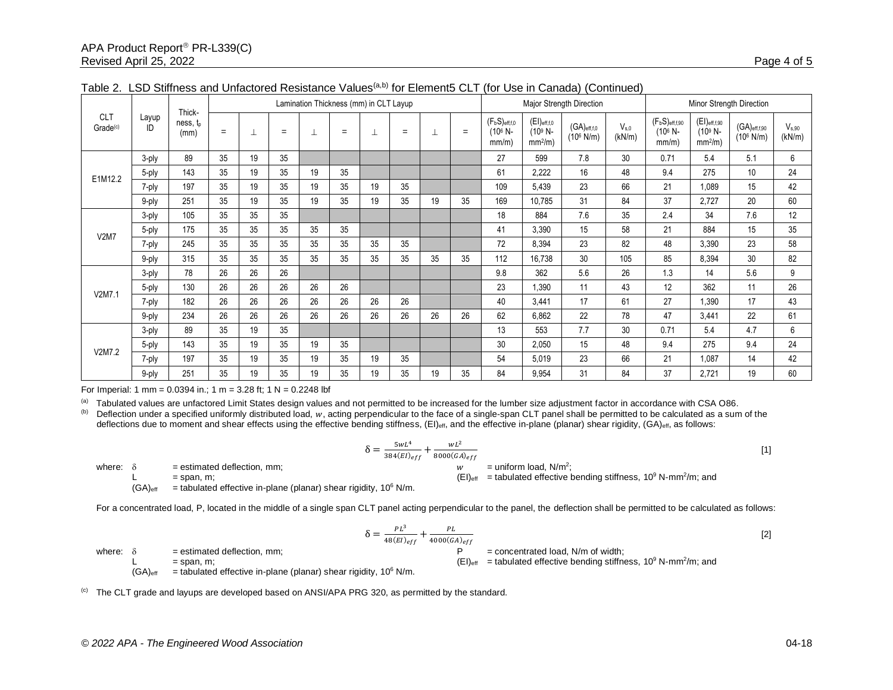Table 2. LSD Stiffness and Unfactored Resistance Values[(a,b)] for Element5 CLT (for Use in Canada) (Continued)

| CLT Grade[(c)] | Layup ID | Thick-ness, $t_p$ (mm) | Lamination Thickness (mm) in CLT Layup | | | | | | | | | Major Strength Direction | | | | Minor Strength Direction | | | |
|---|---|---|---|---|---|---|---|---|---|---|---|---|---|---|---|---|---|---|---|
| | | | = | ⊥ | = | ⊥ | = | ⊥ | = | ⊥ | = | $(F_bS)_{eff,f,0}$ ($10^6$ N-mm/m) | $(EI)_{eff,f,0}$ ($10^9$ N-mm$^2$/m) | $(GA)_{eff,f,0}$ ($10^6$ N/m) | $V_{s,0}$ (kN/m) | $(F_bS)_{eff,f,90}$ ($10^6$ N-mm/m) | $(EI)_{eff,f,90}$ ($10^9$ N-mm$^2$/m) | $(GA)_{eff,f,90}$ ($10^6$ N/m) | $V_{s,90}$ (kN/m) |
| E1M12.2 | 3-ply | 89 | 35 | 19 | 35 | | | | | | | 27 | 599 | 7.8 | 30 | 0.71 | 5.4 | 5.1 | 6 |
| | 5-ply | 143 | 35 | 19 | 35 | 19 | 35 | | | | | 61 | 2,222 | 16 | 48 | 9.4 | 275 | 10 | 24 |
| | 7-ply | 197 | 35 | 19 | 35 | 19 | 35 | 19 | 35 | | | 109 | 5,439 | 23 | 66 | 21 | 1,089 | 15 | 42 |
| | 9-ply | 251 | 35 | 19 | 35 | 19 | 35 | 19 | 35 | 19 | 35 | 169 | 10,785 | 31 | 84 | 37 | 2,727 | 20 | 60 |
| V2M7 | 3-ply | 105 | 35 | 35 | 35 | | | | | | | 18 | 884 | 7.6 | 35 | 2.4 | 34 | 7.6 | 12 |
| | 5-ply | 175 | 35 | 35 | 35 | 35 | 35 | | | | | 41 | 3,390 | 15 | 58 | 21 | 884 | 15 | 35 |
| | 7-ply | 245 | 35 | 35 | 35 | 35 | 35 | 35 | 35 | | | 72 | 8,394 | 23 | 82 | 48 | 3,390 | 23 | 58 |
| | 9-ply | 315 | 35 | 35 | 35 | 35 | 35 | 35 | 35 | 35 | 35 | 112 | 16,738 | 30 | 105 | 85 | 8,394 | 30 | 82 |
| V2M7.1 | 3-ply | 78 | 26 | 26 | 26 | | | | | | | 9.8 | 362 | 5.6 | 26 | 1.3 | 14 | 5.6 | 9 |
| | 5-ply | 130 | 26 | 26 | 26 | 26 | 26 | | | | | 23 | 1,390 | 11 | 43 | 12 | 362 | 11 | 26 |
| | 7-ply | 182 | 26 | 26 | 26 | 26 | 26 | 26 | 26 | | | 40 | 3,441 | 17 | 61 | 27 | 1,390 | 17 | 43 |
| | 9-ply | 234 | 26 | 26 | 26 | 26 | 26 | 26 | 26 | 26 | 26 | 62 | 6,862 | 22 | 78 | 47 | 3,441 | 22 | 61 |
| V2M7.2 | 3-ply | 89 | 35 | 19 | 35 | | | | | | | 13 | 553 | 7.7 | 30 | 0.71 | 5.4 | 4.7 | 6 |
| | 5-ply | 143 | 35 | 19 | 35 | 19 | 35 | | | | | 30 | 2,050 | 15 | 48 | 9.4 | 275 | 9.4 | 24 |
| | 7-ply | 197 | 35 | 19 | 35 | 19 | 35 | 19 | 35 | | | 54 | 5,019 | 23 | 66 | 21 | 1,087 | 14 | 42 |
| | 9-ply | 251 | 35 | 19 | 35 | 19 | 35 | 19 | 35 | 19 | 35 | 84 | 9,954 | 31 | 84 | 37 | 2,721 | 19 | 60 |

For Imperial: 1 mm = 0.0394 in.; 1 m = 3.28 ft; 1 N = 0.2248 lbf

(a) Tabulated values are unfactored Limit States design values and not permitted to be increased for the lumber size adjustment factor in accordance with CSA O86.

(b) Deflection under a specified uniformly distributed load, $w$, acting perpendicular to the face of a single-span CLT panel shall be permitted to be calculated as a sum of the deflections due to moment and shear effects using the effective bending stiffness, $(EI)_{eff}$, and the effective in-plane (planar) shear rigidity, $(GA)_{eff}$, as follows:

$$\delta = \frac{5wL^4}{384(EI)_{eff}} + \frac{wL^2}{8000(GA)_{eff}} \quad [1]$$

where:
- $\delta$ = estimated deflection, mm;
- $L$ = span, m;
- $(GA)_{eff}$ = tabulated effective in-plane (planar) shear rigidity, $10^6$ N/m.
- $w$ = uniform load, N/m$^2$;
- $(EI)_{eff}$ = tabulated effective bending stiffness, $10^9$ N-mm$^2$/m; and

For a concentrated load, P, located in the middle of a single span CLT panel acting perpendicular to the panel, the deflection shall be permitted to be calculated as follows:

$$\delta = \frac{PL^3}{48(EI)_{eff}} + \frac{PL}{4000(GA)_{eff}} \quad [2]$$

where:
- $\delta$ = estimated deflection, mm;
- $L$ = span, m;
- $(GA)_{eff}$ = tabulated effective in-plane (planar) shear rigidity, $10^6$ N/m.
- $P$ = concentrated load, N/m of width;
- $(EI)_{eff}$ = tabulated effective bending stiffness, $10^9$ N-mm$^2$/m; and

(c) The CLT grade and layups are developed based on ANSI/APA PRG 320, as permitted by the standard.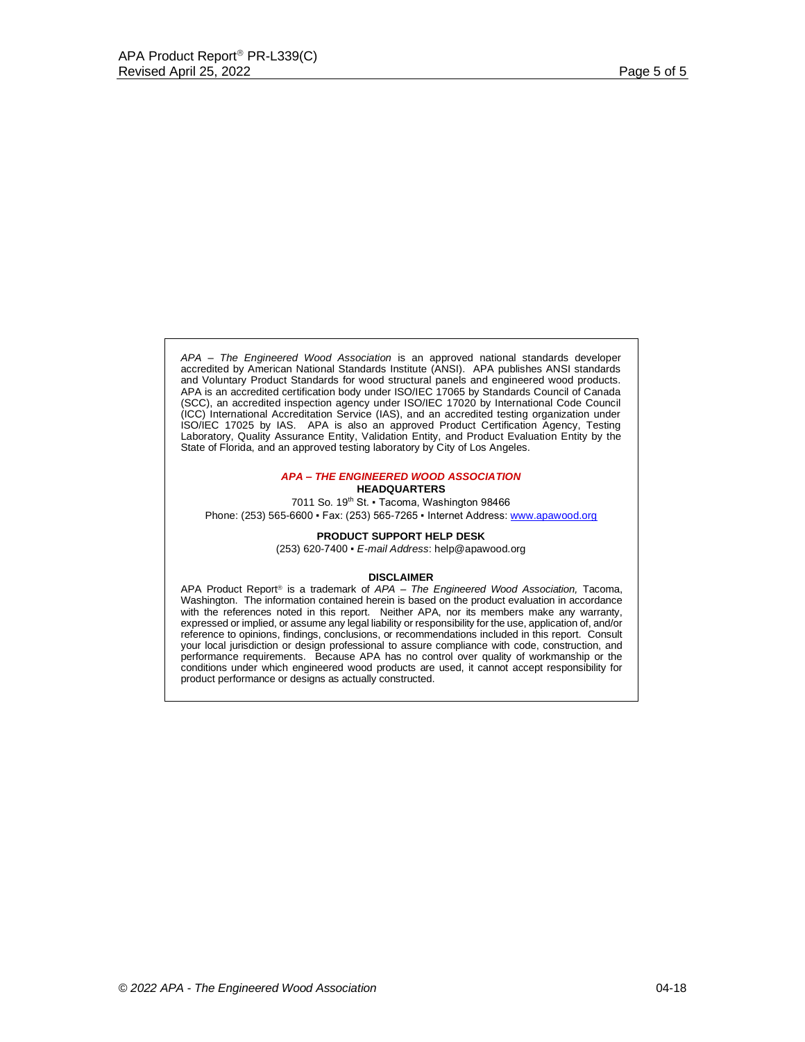*APA – The Engineered Wood Association* is an approved national standards developer accredited by American National Standards Institute (ANSI). APA publishes ANSI standards and Voluntary Product Standards for wood structural panels and engineered wood products. APA is an accredited certification body under ISO/IEC 17065 by Standards Council of Canada (SCC), an accredited inspection agency under ISO/IEC 17020 by International Code Council (ICC) International Accreditation Service (IAS), and an accredited testing organization under ISO/IEC 17025 by IAS. APA is also an approved Product Certification Agency, Testing Laboratory, Quality Assurance Entity, Validation Entity, and Product Evaluation Entity by the State of Florida, and an approved testing laboratory by City of Los Angeles.

***APA – THE ENGINEERED WOOD ASSOCIATION***

**HEADQUARTERS**

7011 So. 19th St. ▪ Tacoma, Washington 98466

Phone: (253) 565-6600 ▪ Fax: (253) 565-7265 ▪ Internet Address: www.apawood.org

**PRODUCT SUPPORT HELP DESK**

(253) 620-7400 ▪ *E-mail Address*: help@apawood.org

**DISCLAIMER**

APA Product Report® is a trademark of *APA – The Engineered Wood Association,* Tacoma, Washington. The information contained herein is based on the product evaluation in accordance with the references noted in this report. Neither APA, nor its members make any warranty, expressed or implied, or assume any legal liability or responsibility for the use, application of, and/or reference to opinions, findings, conclusions, or recommendations included in this report. Consult your local jurisdiction or design professional to assure compliance with code, construction, and performance requirements. Because APA has no control over quality of workmanship or the conditions under which engineered wood products are used, it cannot accept responsibility for product performance or designs as actually constructed.